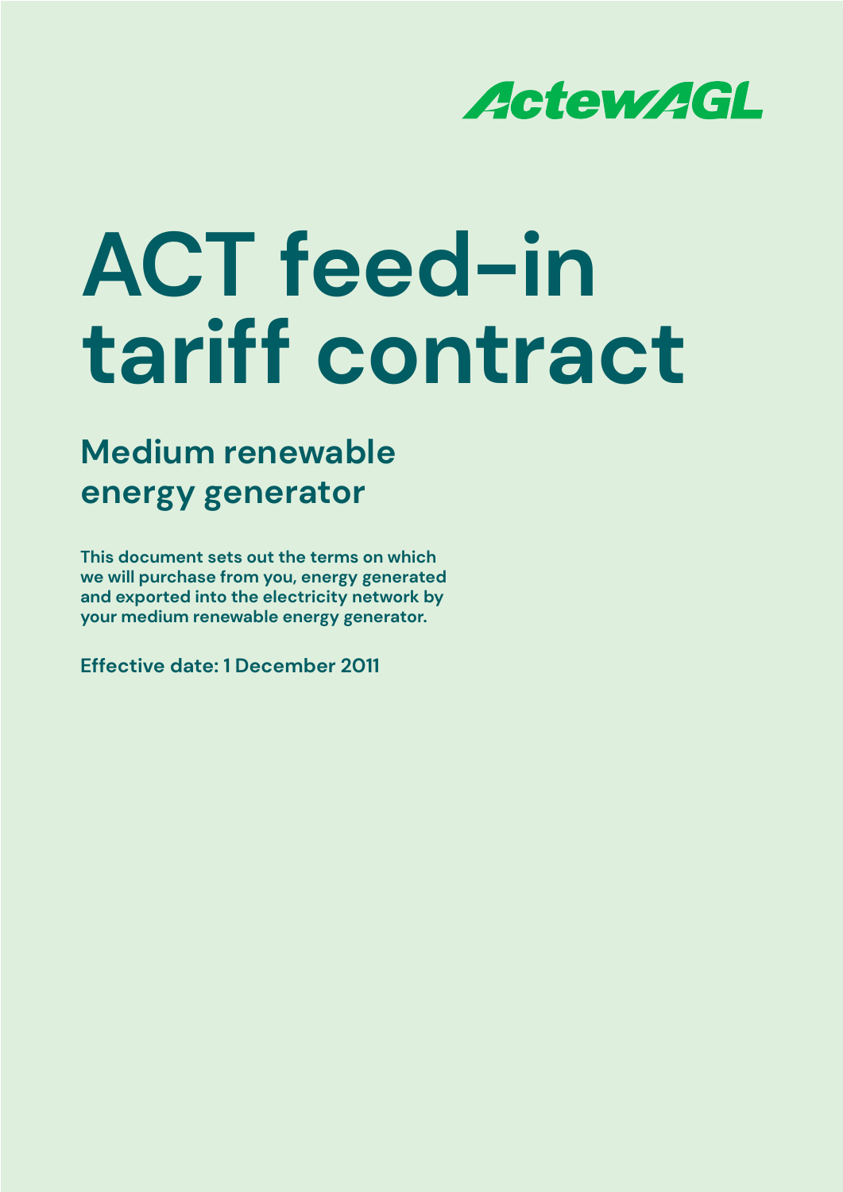ActewAGL

# ACT feed-in tariff contract

## Medium renewable energy generator

**This document sets out the terms on which we will purchase from you, energy generated and exported into the electricity network by your medium renewable energy generator.**

**Effective date: 1 December 2011**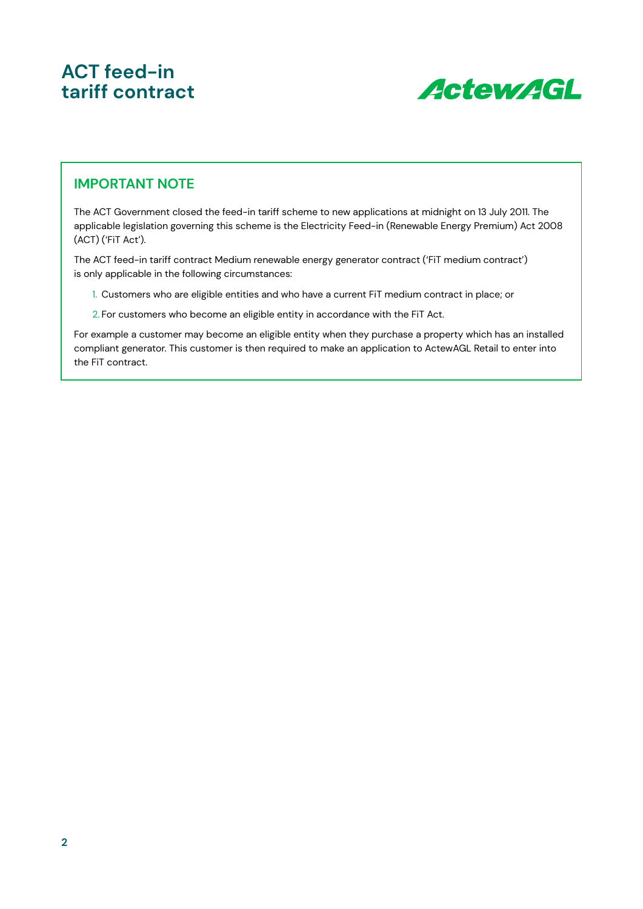# ACT feed-in tariff contract

## IMPORTANT NOTE

The ACT Government closed the feed-in tariff scheme to new applications at midnight on 13 July 2011. The applicable legislation governing this scheme is the Electricity Feed-in (Renewable Energy Premium) Act 2008 (ACT) ('FiT Act').

The ACT feed-in tariff contract Medium renewable energy generator contract ('FiT medium contract') is only applicable in the following circumstances:

1. Customers who are eligible entities and who have a current FiT medium contract in place; or
2. For customers who become an eligible entity in accordance with the FiT Act.

For example a customer may become an eligible entity when they purchase a property which has an installed compliant generator. This customer is then required to make an application to ActewAGL Retail to enter into the FiT contract.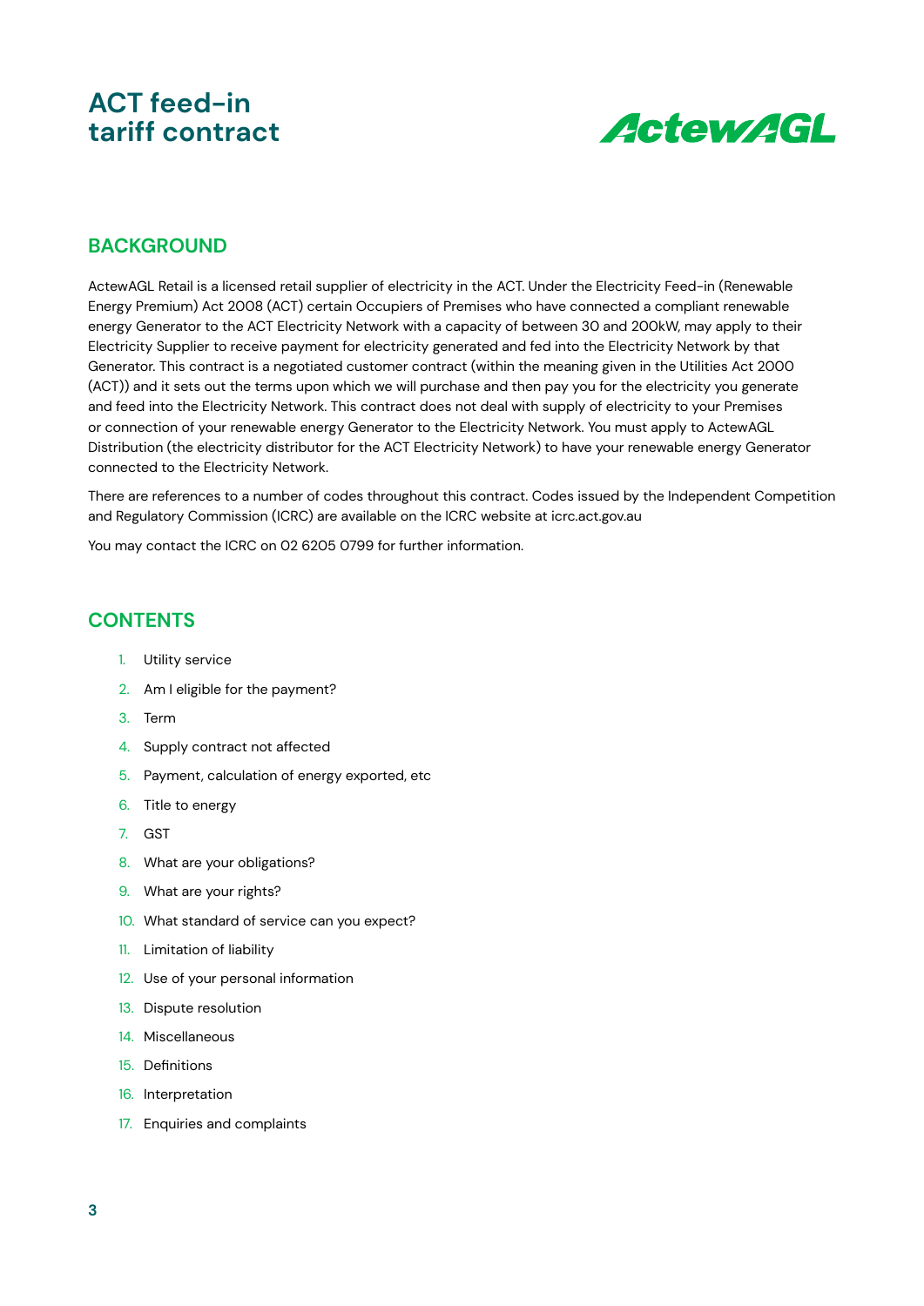# ACT feed-in tariff contract

ActewAGL

## BACKGROUND

ActewAGL Retail is a licensed retail supplier of electricity in the ACT. Under the Electricity Feed-in (Renewable Energy Premium) Act 2008 (ACT) certain Occupiers of Premises who have connected a compliant renewable energy Generator to the ACT Electricity Network with a capacity of between 30 and 200kW, may apply to their Electricity Supplier to receive payment for electricity generated and fed into the Electricity Network by that Generator. This contract is a negotiated customer contract (within the meaning given in the Utilities Act 2000 (ACT)) and it sets out the terms upon which we will purchase and then pay you for the electricity you generate and feed into the Electricity Network. This contract does not deal with supply of electricity to your Premises or connection of your renewable energy Generator to the Electricity Network. You must apply to ActewAGL Distribution (the electricity distributor for the ACT Electricity Network) to have your renewable energy Generator connected to the Electricity Network.

There are references to a number of codes throughout this contract. Codes issued by the Independent Competition and Regulatory Commission (ICRC) are available on the ICRC website at icrc.act.gov.au

You may contact the ICRC on 02 6205 0799 for further information.

## CONTENTS

1. Utility service
2. Am I eligible for the payment?
3. Term
4. Supply contract not affected
5. Payment, calculation of energy exported, etc
6. Title to energy
7. GST
8. What are your obligations?
9. What are your rights?
10. What standard of service can you expect?
11. Limitation of liability
12. Use of your personal information
13. Dispute resolution
14. Miscellaneous
15. Definitions
16. Interpretation
17. Enquiries and complaints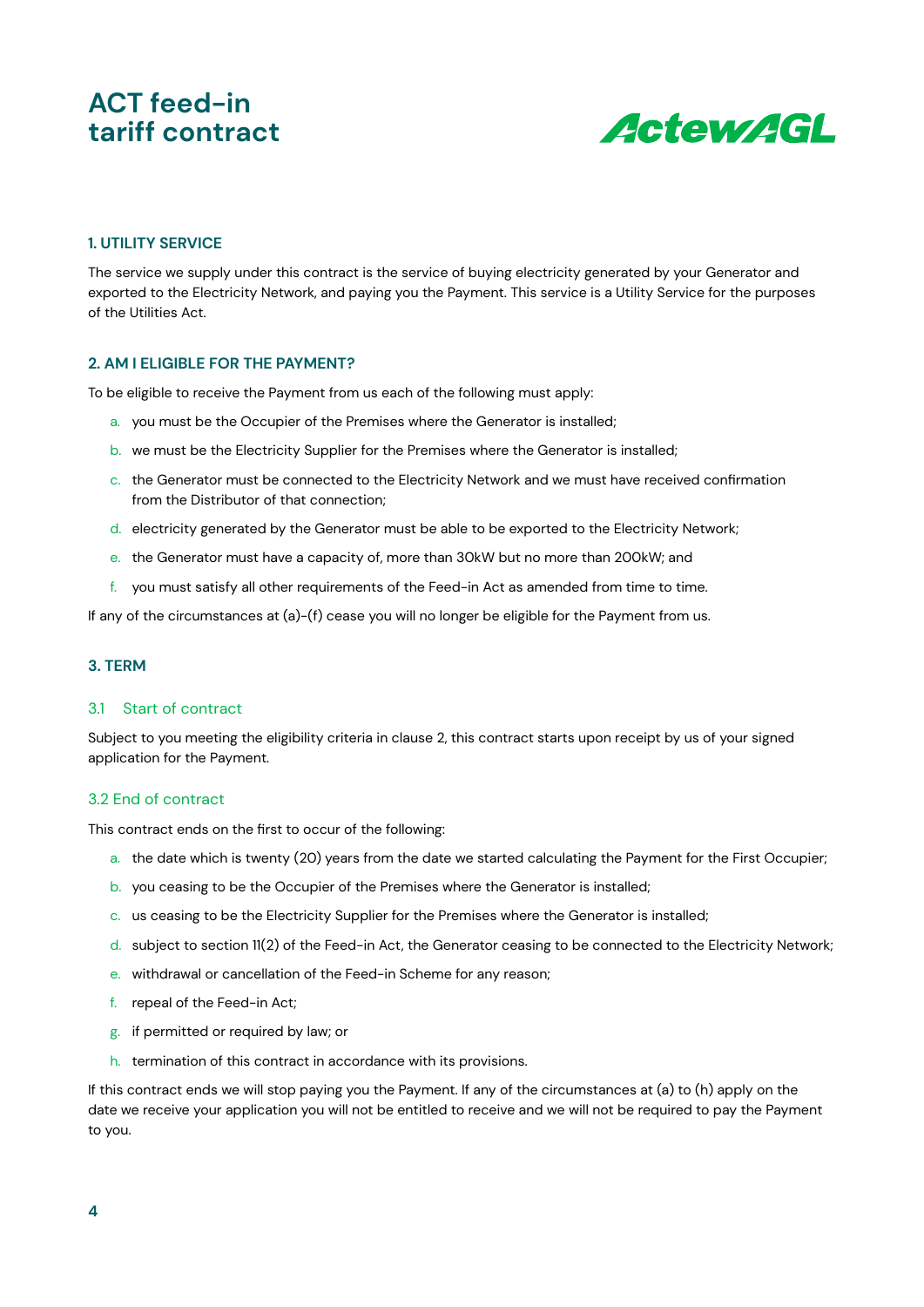# ACT feed-in tariff contract

ActewAGL

## 1. UTILITY SERVICE

The service we supply under this contract is the service of buying electricity generated by your Generator and exported to the Electricity Network, and paying you the Payment. This service is a Utility Service for the purposes of the Utilities Act.

## 2. AM I ELIGIBLE FOR THE PAYMENT?

To be eligible to receive the Payment from us each of the following must apply:

a. you must be the Occupier of the Premises where the Generator is installed;

b. we must be the Electricity Supplier for the Premises where the Generator is installed;

c. the Generator must be connected to the Electricity Network and we must have received confirmation from the Distributor of that connection;

d. electricity generated by the Generator must be able to be exported to the Electricity Network;

e. the Generator must have a capacity of, more than 30kW but no more than 200kW; and

f. you must satisfy all other requirements of the Feed-in Act as amended from time to time.

If any of the circumstances at (a)-(f) cease you will no longer be eligible for the Payment from us.

## 3. TERM

### 3.1 Start of contract

Subject to you meeting the eligibility criteria in clause 2, this contract starts upon receipt by us of your signed application for the Payment.

### 3.2 End of contract

This contract ends on the first to occur of the following:

a. the date which is twenty (20) years from the date we started calculating the Payment for the First Occupier;

b. you ceasing to be the Occupier of the Premises where the Generator is installed;

c. us ceasing to be the Electricity Supplier for the Premises where the Generator is installed;

d. subject to section 11(2) of the Feed-in Act, the Generator ceasing to be connected to the Electricity Network;

e. withdrawal or cancellation of the Feed-in Scheme for any reason;

f. repeal of the Feed-in Act;

g. if permitted or required by law; or

h. termination of this contract in accordance with its provisions.

If this contract ends we will stop paying you the Payment. If any of the circumstances at (a) to (h) apply on the date we receive your application you will not be entitled to receive and we will not be required to pay the Payment to you.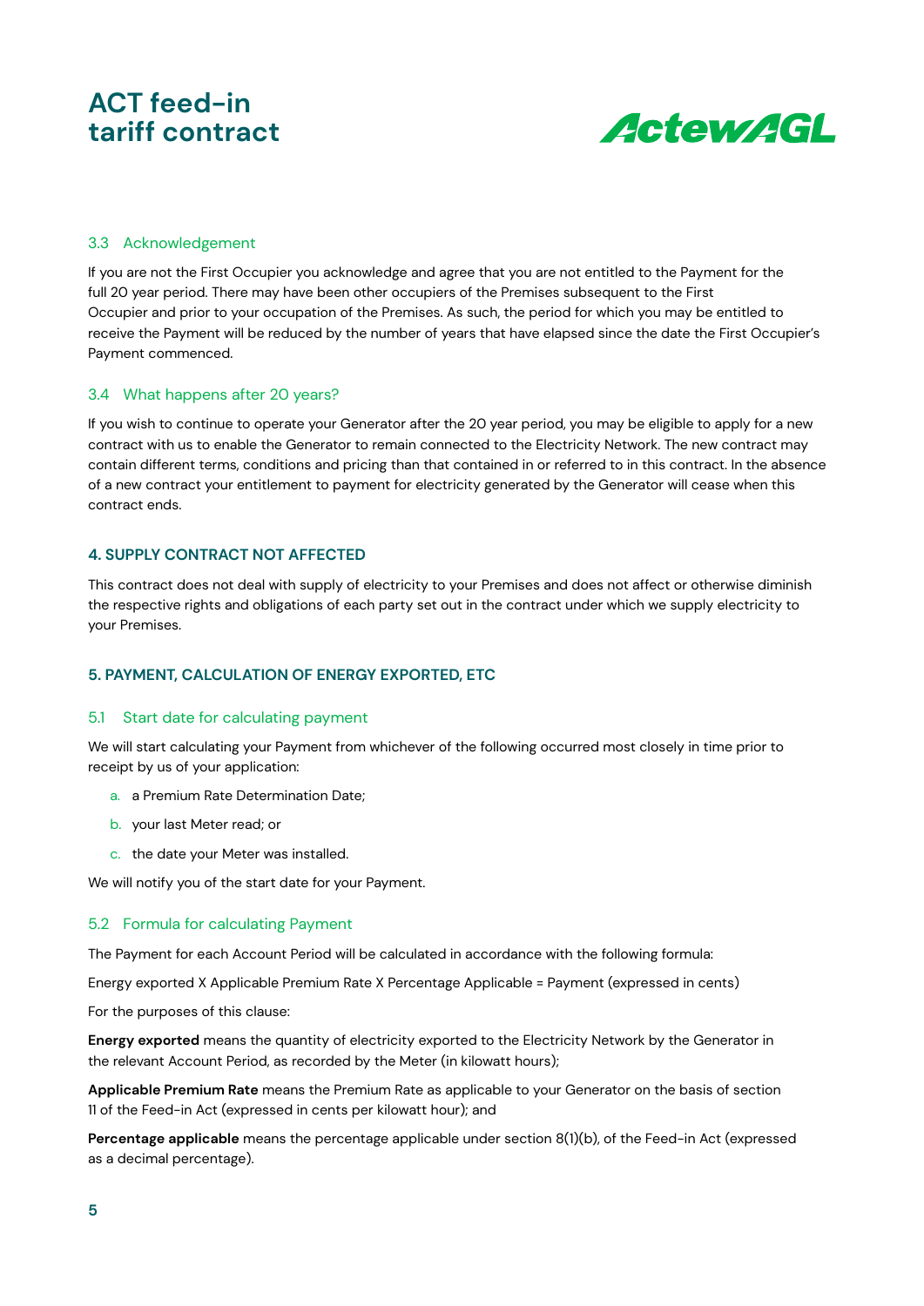### 3.3 Acknowledgement

If you are not the First Occupier you acknowledge and agree that you are not entitled to the Payment for the full 20 year period. There may have been other occupiers of the Premises subsequent to the First Occupier and prior to your occupation of the Premises. As such, the period for which you may be entitled to receive the Payment will be reduced by the number of years that have elapsed since the date the First Occupier's Payment commenced.

### 3.4 What happens after 20 years?

If you wish to continue to operate your Generator after the 20 year period, you may be eligible to apply for a new contract with us to enable the Generator to remain connected to the Electricity Network. The new contract may contain different terms, conditions and pricing than that contained in or referred to in this contract. In the absence of a new contract your entitlement to payment for electricity generated by the Generator will cease when this contract ends.

## 4. SUPPLY CONTRACT NOT AFFECTED

This contract does not deal with supply of electricity to your Premises and does not affect or otherwise diminish the respective rights and obligations of each party set out in the contract under which we supply electricity to your Premises.

## 5. PAYMENT, CALCULATION OF ENERGY EXPORTED, ETC

### 5.1 Start date for calculating payment

We will start calculating your Payment from whichever of the following occurred most closely in time prior to receipt by us of your application:

a. a Premium Rate Determination Date;

b. your last Meter read; or

c. the date your Meter was installed.

We will notify you of the start date for your Payment.

### 5.2 Formula for calculating Payment

The Payment for each Account Period will be calculated in accordance with the following formula:

Energy exported X Applicable Premium Rate X Percentage Applicable = Payment (expressed in cents)

For the purposes of this clause:

**Energy exported** means the quantity of electricity exported to the Electricity Network by the Generator in the relevant Account Period, as recorded by the Meter (in kilowatt hours);

**Applicable Premium Rate** means the Premium Rate as applicable to your Generator on the basis of section 11 of the Feed-in Act (expressed in cents per kilowatt hour); and

**Percentage applicable** means the percentage applicable under section 8(1)(b), of the Feed-in Act (expressed as a decimal percentage).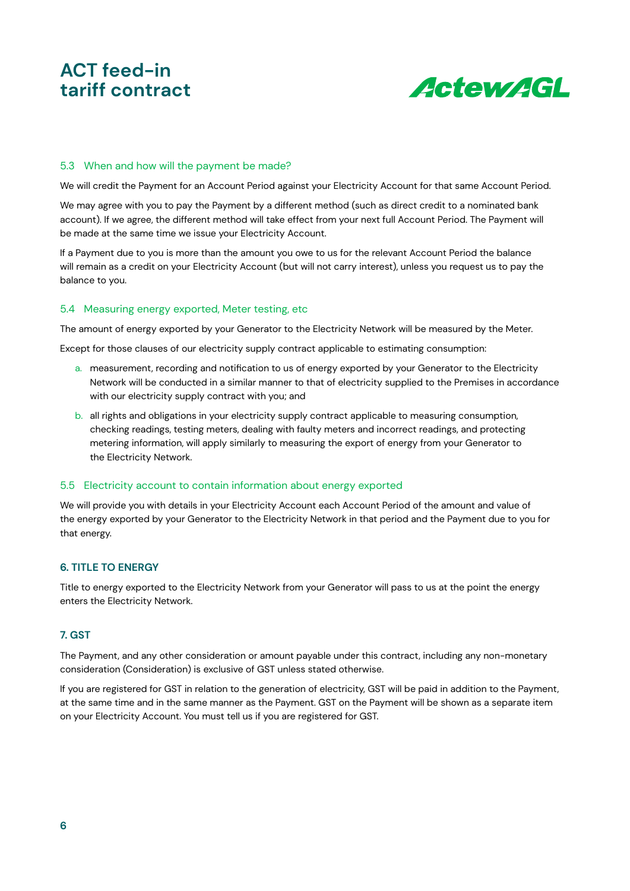### 5.3 When and how will the payment be made?

We will credit the Payment for an Account Period against your Electricity Account for that same Account Period.

We may agree with you to pay the Payment by a different method (such as direct credit to a nominated bank account). If we agree, the different method will take effect from your next full Account Period. The Payment will be made at the same time we issue your Electricity Account.

If a Payment due to you is more than the amount you owe to us for the relevant Account Period the balance will remain as a credit on your Electricity Account (but will not carry interest), unless you request us to pay the balance to you.

### 5.4 Measuring energy exported, Meter testing, etc

The amount of energy exported by your Generator to the Electricity Network will be measured by the Meter.

Except for those clauses of our electricity supply contract applicable to estimating consumption:

a. measurement, recording and notification to us of energy exported by your Generator to the Electricity Network will be conducted in a similar manner to that of electricity supplied to the Premises in accordance with our electricity supply contract with you; and

b. all rights and obligations in your electricity supply contract applicable to measuring consumption, checking readings, testing meters, dealing with faulty meters and incorrect readings, and protecting metering information, will apply similarly to measuring the export of energy from your Generator to the Electricity Network.

### 5.5 Electricity account to contain information about energy exported

We will provide you with details in your Electricity Account each Account Period of the amount and value of the energy exported by your Generator to the Electricity Network in that period and the Payment due to you for that energy.

## 6. TITLE TO ENERGY

Title to energy exported to the Electricity Network from your Generator will pass to us at the point the energy enters the Electricity Network.

## 7. GST

The Payment, and any other consideration or amount payable under this contract, including any non-monetary consideration (Consideration) is exclusive of GST unless stated otherwise.

If you are registered for GST in relation to the generation of electricity, GST will be paid in addition to the Payment, at the same time and in the same manner as the Payment. GST on the Payment will be shown as a separate item on your Electricity Account. You must tell us if you are registered for GST.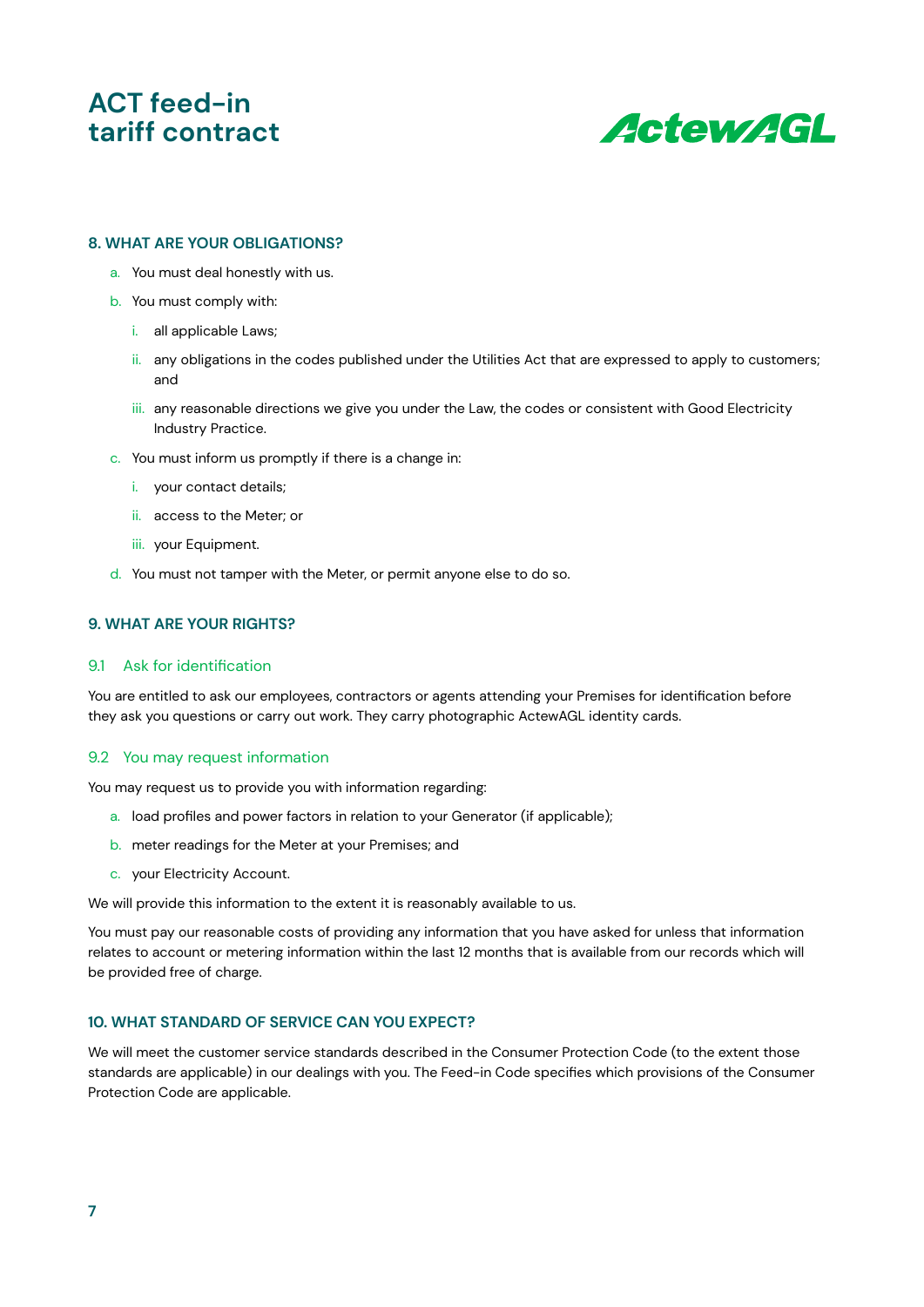## 8. WHAT ARE YOUR OBLIGATIONS?

a. You must deal honestly with us.

b. You must comply with:

   i. all applicable Laws;

   ii. any obligations in the codes published under the Utilities Act that are expressed to apply to customers; and

   iii. any reasonable directions we give you under the Law, the codes or consistent with Good Electricity Industry Practice.

c. You must inform us promptly if there is a change in:

   i. your contact details;

   ii. access to the Meter; or

   iii. your Equipment.

d. You must not tamper with the Meter, or permit anyone else to do so.

## 9. WHAT ARE YOUR RIGHTS?

### 9.1 Ask for identification

You are entitled to ask our employees, contractors or agents attending your Premises for identification before they ask you questions or carry out work. They carry photographic ActewAGL identity cards.

### 9.2 You may request information

You may request us to provide you with information regarding:

a. load profiles and power factors in relation to your Generator (if applicable);

b. meter readings for the Meter at your Premises; and

c. your Electricity Account.

We will provide this information to the extent it is reasonably available to us.

You must pay our reasonable costs of providing any information that you have asked for unless that information relates to account or metering information within the last 12 months that is available from our records which will be provided free of charge.

## 10. WHAT STANDARD OF SERVICE CAN YOU EXPECT?

We will meet the customer service standards described in the Consumer Protection Code (to the extent those standards are applicable) in our dealings with you. The Feed-in Code specifies which provisions of the Consumer Protection Code are applicable.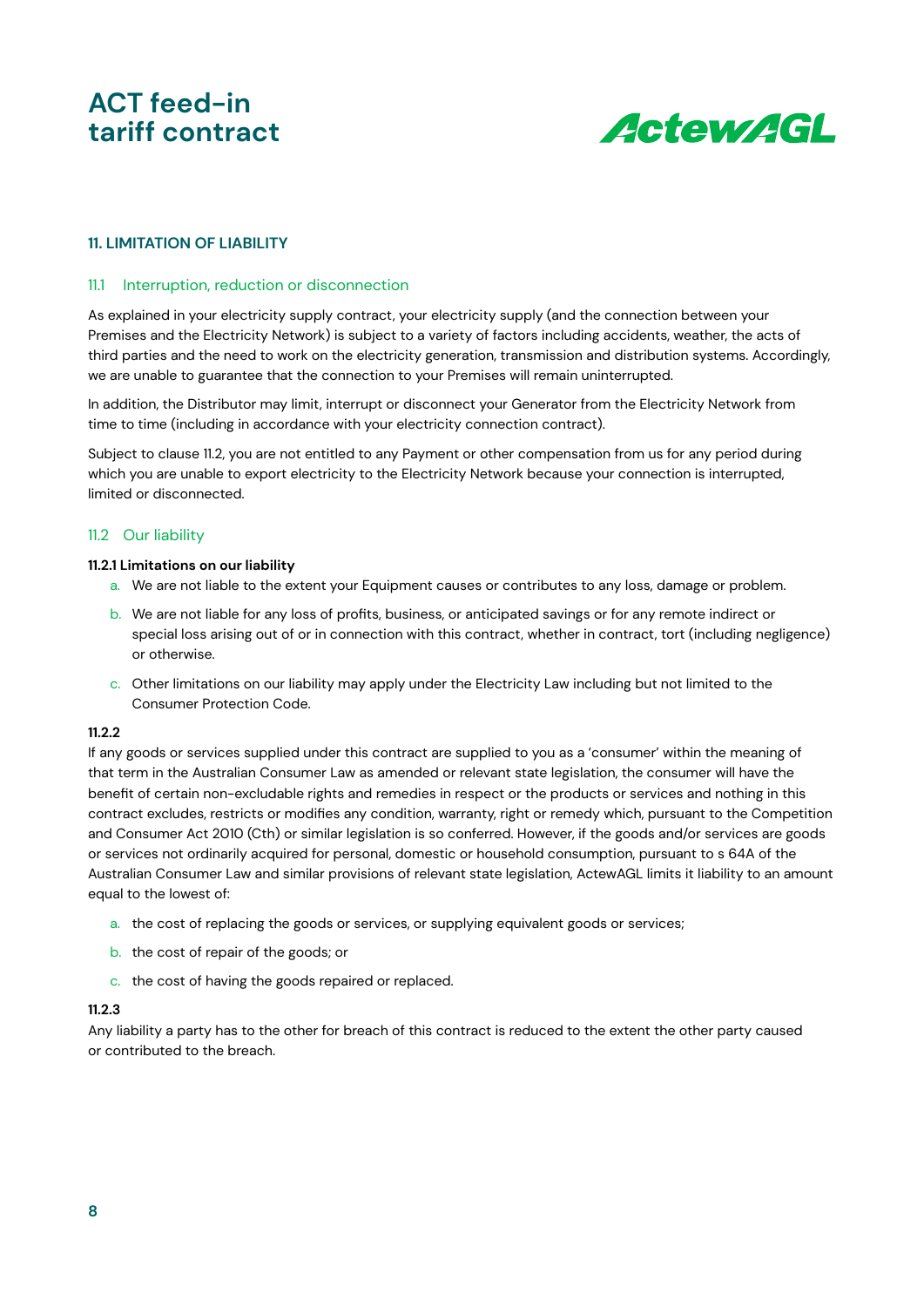## 11. LIMITATION OF LIABILITY

### 11.1 Interruption, reduction or disconnection

As explained in your electricity supply contract, your electricity supply (and the connection between your Premises and the Electricity Network) is subject to a variety of factors including accidents, weather, the acts of third parties and the need to work on the electricity generation, transmission and distribution systems. Accordingly, we are unable to guarantee that the connection to your Premises will remain uninterrupted.

In addition, the Distributor may limit, interrupt or disconnect your Generator from the Electricity Network from time to time (including in accordance with your electricity connection contract).

Subject to clause 11.2, you are not entitled to any Payment or other compensation from us for any period during which you are unable to export electricity to the Electricity Network because your connection is interrupted, limited or disconnected.

### 11.2 Our liability

**11.2.1 Limitations on our liability**

a. We are not liable to the extent your Equipment causes or contributes to any loss, damage or problem.

b. We are not liable for any loss of profits, business, or anticipated savings or for any remote indirect or special loss arising out of or in connection with this contract, whether in contract, tort (including negligence) or otherwise.

c. Other limitations on our liability may apply under the Electricity Law including but not limited to the Consumer Protection Code.

**11.2.2**

If any goods or services supplied under this contract are supplied to you as a 'consumer' within the meaning of that term in the Australian Consumer Law as amended or relevant state legislation, the consumer will have the benefit of certain non-excludable rights and remedies in respect or the products or services and nothing in this contract excludes, restricts or modifies any condition, warranty, right or remedy which, pursuant to the Competition and Consumer Act 2010 (Cth) or similar legislation is so conferred. However, if the goods and/or services are goods or services not ordinarily acquired for personal, domestic or household consumption, pursuant to s 64A of the Australian Consumer Law and similar provisions of relevant state legislation, ActewAGL limits it liability to an amount equal to the lowest of:

a. the cost of replacing the goods or services, or supplying equivalent goods or services;

b. the cost of repair of the goods; or

c. the cost of having the goods repaired or replaced.

**11.2.3**

Any liability a party has to the other for breach of this contract is reduced to the extent the other party caused or contributed to the breach.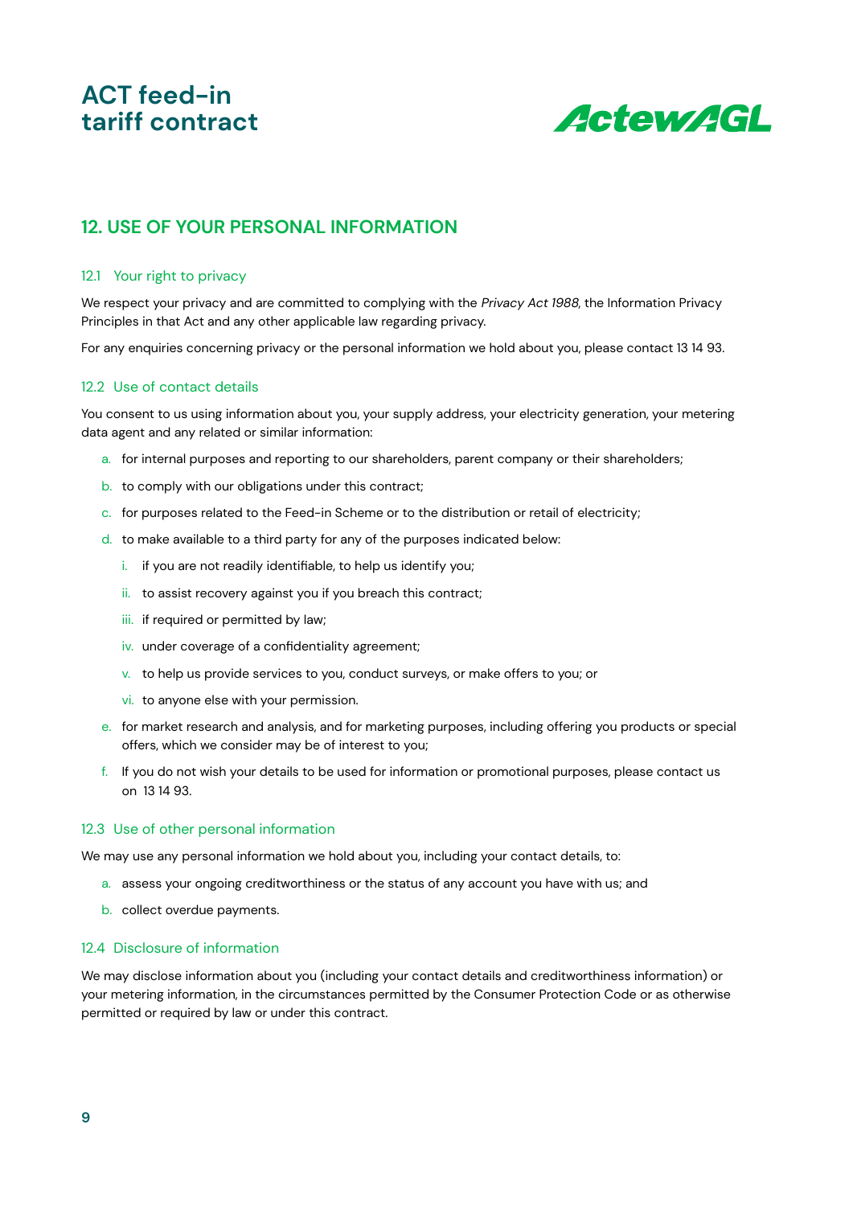## 12. USE OF YOUR PERSONAL INFORMATION

### 12.1 Your right to privacy

We respect your privacy and are committed to complying with the *Privacy Act 1988*, the Information Privacy Principles in that Act and any other applicable law regarding privacy.

For any enquiries concerning privacy or the personal information we hold about you, please contact 13 14 93.

### 12.2 Use of contact details

You consent to us using information about you, your supply address, your electricity generation, your metering data agent and any related or similar information:

a. for internal purposes and reporting to our shareholders, parent company or their shareholders;

b. to comply with our obligations under this contract;

c. for purposes related to the Feed-in Scheme or to the distribution or retail of electricity;

d. to make available to a third party for any of the purposes indicated below:

   i. if you are not readily identifiable, to help us identify you;

   ii. to assist recovery against you if you breach this contract;

   iii. if required or permitted by law;

   iv. under coverage of a confidentiality agreement;

   v. to help us provide services to you, conduct surveys, or make offers to you; or

   vi. to anyone else with your permission.

e. for market research and analysis, and for marketing purposes, including offering you products or special offers, which we consider may be of interest to you;

f. If you do not wish your details to be used for information or promotional purposes, please contact us on 13 14 93.

### 12.3 Use of other personal information

We may use any personal information we hold about you, including your contact details, to:

a. assess your ongoing creditworthiness or the status of any account you have with us; and

b. collect overdue payments.

### 12.4 Disclosure of information

We may disclose information about you (including your contact details and creditworthiness information) or your metering information, in the circumstances permitted by the Consumer Protection Code or as otherwise permitted or required by law or under this contract.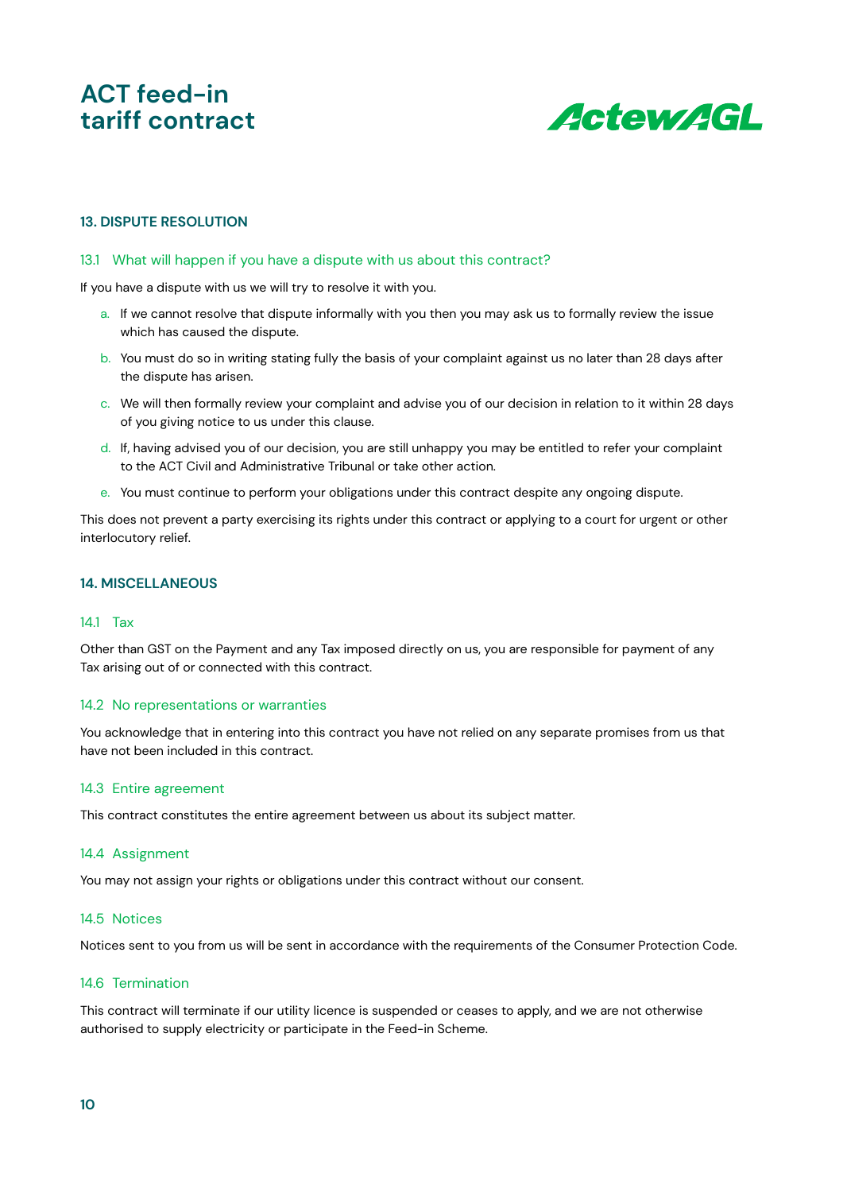## 13. DISPUTE RESOLUTION

### 13.1 What will happen if you have a dispute with us about this contract?

If you have a dispute with us we will try to resolve it with you.

a. If we cannot resolve that dispute informally with you then you may ask us to formally review the issue which has caused the dispute.

b. You must do so in writing stating fully the basis of your complaint against us no later than 28 days after the dispute has arisen.

c. We will then formally review your complaint and advise you of our decision in relation to it within 28 days of you giving notice to us under this clause.

d. If, having advised you of our decision, you are still unhappy you may be entitled to refer your complaint to the ACT Civil and Administrative Tribunal or take other action.

e. You must continue to perform your obligations under this contract despite any ongoing dispute.

This does not prevent a party exercising its rights under this contract or applying to a court for urgent or other interlocutory relief.

## 14. MISCELLANEOUS

### 14.1 Tax

Other than GST on the Payment and any Tax imposed directly on us, you are responsible for payment of any Tax arising out of or connected with this contract.

### 14.2 No representations or warranties

You acknowledge that in entering into this contract you have not relied on any separate promises from us that have not been included in this contract.

### 14.3 Entire agreement

This contract constitutes the entire agreement between us about its subject matter.

### 14.4 Assignment

You may not assign your rights or obligations under this contract without our consent.

### 14.5 Notices

Notices sent to you from us will be sent in accordance with the requirements of the Consumer Protection Code.

### 14.6 Termination

This contract will terminate if our utility licence is suspended or ceases to apply, and we are not otherwise authorised to supply electricity or participate in the Feed-in Scheme.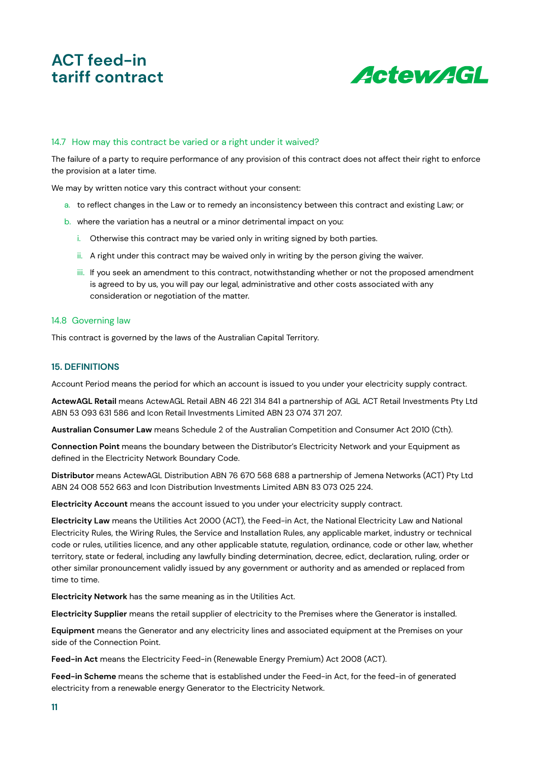### 14.7 How may this contract be varied or a right under it waived?

The failure of a party to require performance of any provision of this contract does not affect their right to enforce the provision at a later time.

We may by written notice vary this contract without your consent:

a. to reflect changes in the Law or to remedy an inconsistency between this contract and existing Law; or

b. where the variation has a neutral or a minor detrimental impact on you:

   i. Otherwise this contract may be varied only in writing signed by both parties.

   ii. A right under this contract may be waived only in writing by the person giving the waiver.

   iii. If you seek an amendment to this contract, notwithstanding whether or not the proposed amendment is agreed to by us, you will pay our legal, administrative and other costs associated with any consideration or negotiation of the matter.

### 14.8 Governing law

This contract is governed by the laws of the Australian Capital Territory.

## 15. DEFINITIONS

Account Period means the period for which an account is issued to you under your electricity supply contract.

**ActewAGL Retail** means ActewAGL Retail ABN 46 221 314 841 a partnership of AGL ACT Retail Investments Pty Ltd ABN 53 093 631 586 and Icon Retail Investments Limited ABN 23 074 371 207.

**Australian Consumer Law** means Schedule 2 of the Australian Competition and Consumer Act 2010 (Cth).

**Connection Point** means the boundary between the Distributor's Electricity Network and your Equipment as defined in the Electricity Network Boundary Code.

**Distributor** means ActewAGL Distribution ABN 76 670 568 688 a partnership of Jemena Networks (ACT) Pty Ltd ABN 24 008 552 663 and Icon Distribution Investments Limited ABN 83 073 025 224.

**Electricity Account** means the account issued to you under your electricity supply contract.

**Electricity Law** means the Utilities Act 2000 (ACT), the Feed-in Act, the National Electricity Law and National Electricity Rules, the Wiring Rules, the Service and Installation Rules, any applicable market, industry or technical code or rules, utilities licence, and any other applicable statute, regulation, ordinance, code or other law, whether territory, state or federal, including any lawfully binding determination, decree, edict, declaration, ruling, order or other similar pronouncement validly issued by any government or authority and as amended or replaced from time to time.

**Electricity Network** has the same meaning as in the Utilities Act.

**Electricity Supplier** means the retail supplier of electricity to the Premises where the Generator is installed.

**Equipment** means the Generator and any electricity lines and associated equipment at the Premises on your side of the Connection Point.

**Feed-in Act** means the Electricity Feed-in (Renewable Energy Premium) Act 2008 (ACT).

**Feed-in Scheme** means the scheme that is established under the Feed-in Act, for the feed-in of generated electricity from a renewable energy Generator to the Electricity Network.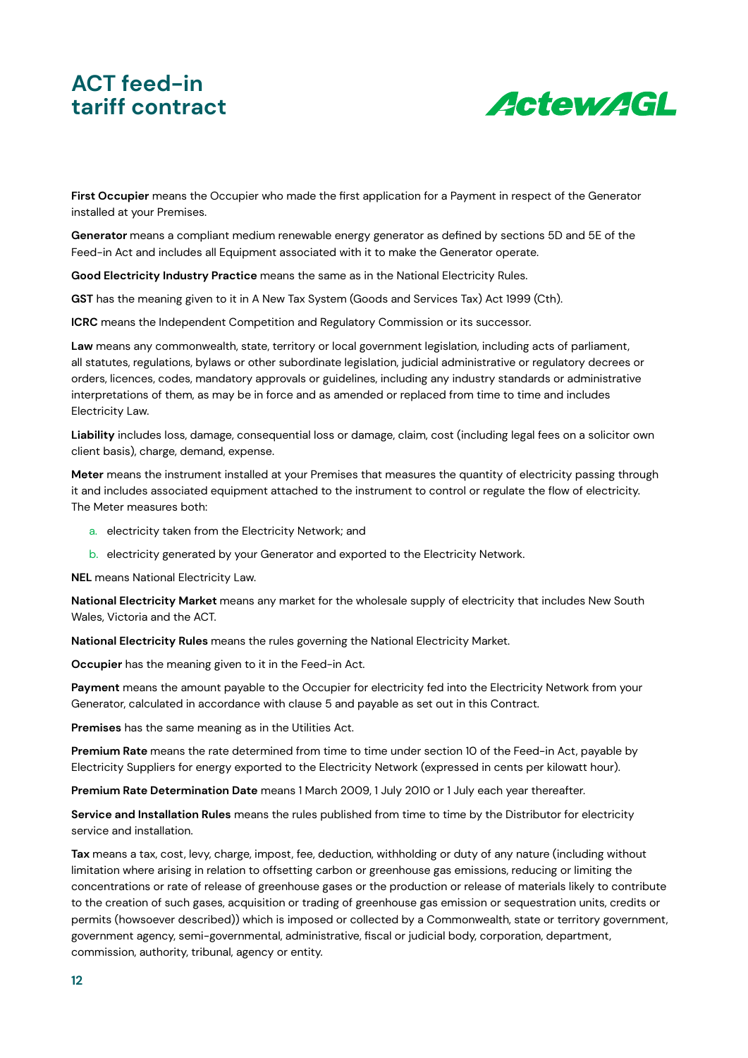**First Occupier** means the Occupier who made the first application for a Payment in respect of the Generator installed at your Premises.

**Generator** means a compliant medium renewable energy generator as defined by sections 5D and 5E of the Feed-in Act and includes all Equipment associated with it to make the Generator operate.

**Good Electricity Industry Practice** means the same as in the National Electricity Rules.

**GST** has the meaning given to it in A New Tax System (Goods and Services Tax) Act 1999 (Cth).

**ICRC** means the Independent Competition and Regulatory Commission or its successor.

**Law** means any commonwealth, state, territory or local government legislation, including acts of parliament, all statutes, regulations, bylaws or other subordinate legislation, judicial administrative or regulatory decrees or orders, licences, codes, mandatory approvals or guidelines, including any industry standards or administrative interpretations of them, as may be in force and as amended or replaced from time to time and includes Electricity Law.

**Liability** includes loss, damage, consequential loss or damage, claim, cost (including legal fees on a solicitor own client basis), charge, demand, expense.

**Meter** means the instrument installed at your Premises that measures the quantity of electricity passing through it and includes associated equipment attached to the instrument to control or regulate the flow of electricity. The Meter measures both:

a. electricity taken from the Electricity Network; and

b. electricity generated by your Generator and exported to the Electricity Network.

**NEL** means National Electricity Law.

**National Electricity Market** means any market for the wholesale supply of electricity that includes New South Wales, Victoria and the ACT.

**National Electricity Rules** means the rules governing the National Electricity Market.

**Occupier** has the meaning given to it in the Feed-in Act.

**Payment** means the amount payable to the Occupier for electricity fed into the Electricity Network from your Generator, calculated in accordance with clause 5 and payable as set out in this Contract.

**Premises** has the same meaning as in the Utilities Act.

**Premium Rate** means the rate determined from time to time under section 10 of the Feed-in Act, payable by Electricity Suppliers for energy exported to the Electricity Network (expressed in cents per kilowatt hour).

**Premium Rate Determination Date** means 1 March 2009, 1 July 2010 or 1 July each year thereafter.

**Service and Installation Rules** means the rules published from time to time by the Distributor for electricity service and installation.

**Tax** means a tax, cost, levy, charge, impost, fee, deduction, withholding or duty of any nature (including without limitation where arising in relation to offsetting carbon or greenhouse gas emissions, reducing or limiting the concentrations or rate of release of greenhouse gases or the production or release of materials likely to contribute to the creation of such gases, acquisition or trading of greenhouse gas emission or sequestration units, credits or permits (howsoever described)) which is imposed or collected by a Commonwealth, state or territory government, government agency, semi-governmental, administrative, fiscal or judicial body, corporation, department, commission, authority, tribunal, agency or entity.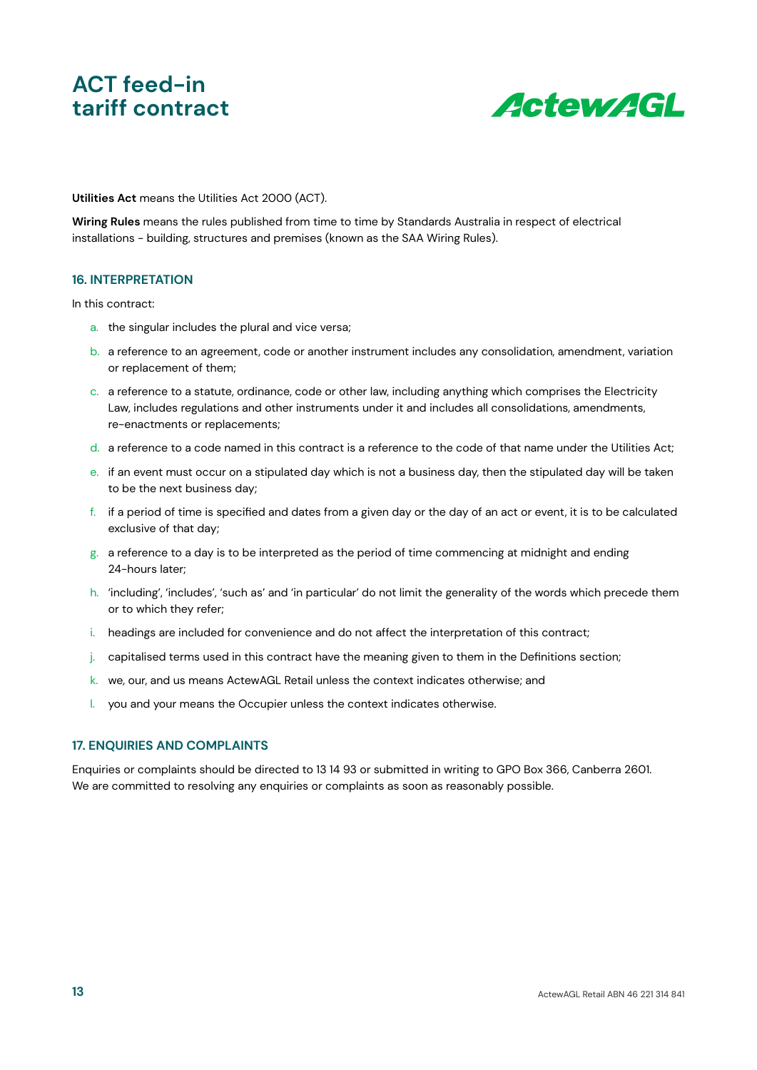**Utilities Act** means the Utilities Act 2000 (ACT).

**Wiring Rules** means the rules published from time to time by Standards Australia in respect of electrical installations - building, structures and premises (known as the SAA Wiring Rules).

## 16. INTERPRETATION

In this contract:

a. the singular includes the plural and vice versa;

b. a reference to an agreement, code or another instrument includes any consolidation, amendment, variation or replacement of them;

c. a reference to a statute, ordinance, code or other law, including anything which comprises the Electricity Law, includes regulations and other instruments under it and includes all consolidations, amendments, re-enactments or replacements;

d. a reference to a code named in this contract is a reference to the code of that name under the Utilities Act;

e. if an event must occur on a stipulated day which is not a business day, then the stipulated day will be taken to be the next business day;

f. if a period of time is specified and dates from a given day or the day of an act or event, it is to be calculated exclusive of that day;

g. a reference to a day is to be interpreted as the period of time commencing at midnight and ending 24-hours later;

h. 'including', 'includes', 'such as' and 'in particular' do not limit the generality of the words which precede them or to which they refer;

i. headings are included for convenience and do not affect the interpretation of this contract;

j. capitalised terms used in this contract have the meaning given to them in the Definitions section;

k. we, our, and us means ActewAGL Retail unless the context indicates otherwise; and

l. you and your means the Occupier unless the context indicates otherwise.

## 17. ENQUIRIES AND COMPLAINTS

Enquiries or complaints should be directed to 13 14 93 or submitted in writing to GPO Box 366, Canberra 2601. We are committed to resolving any enquiries or complaints as soon as reasonably possible.